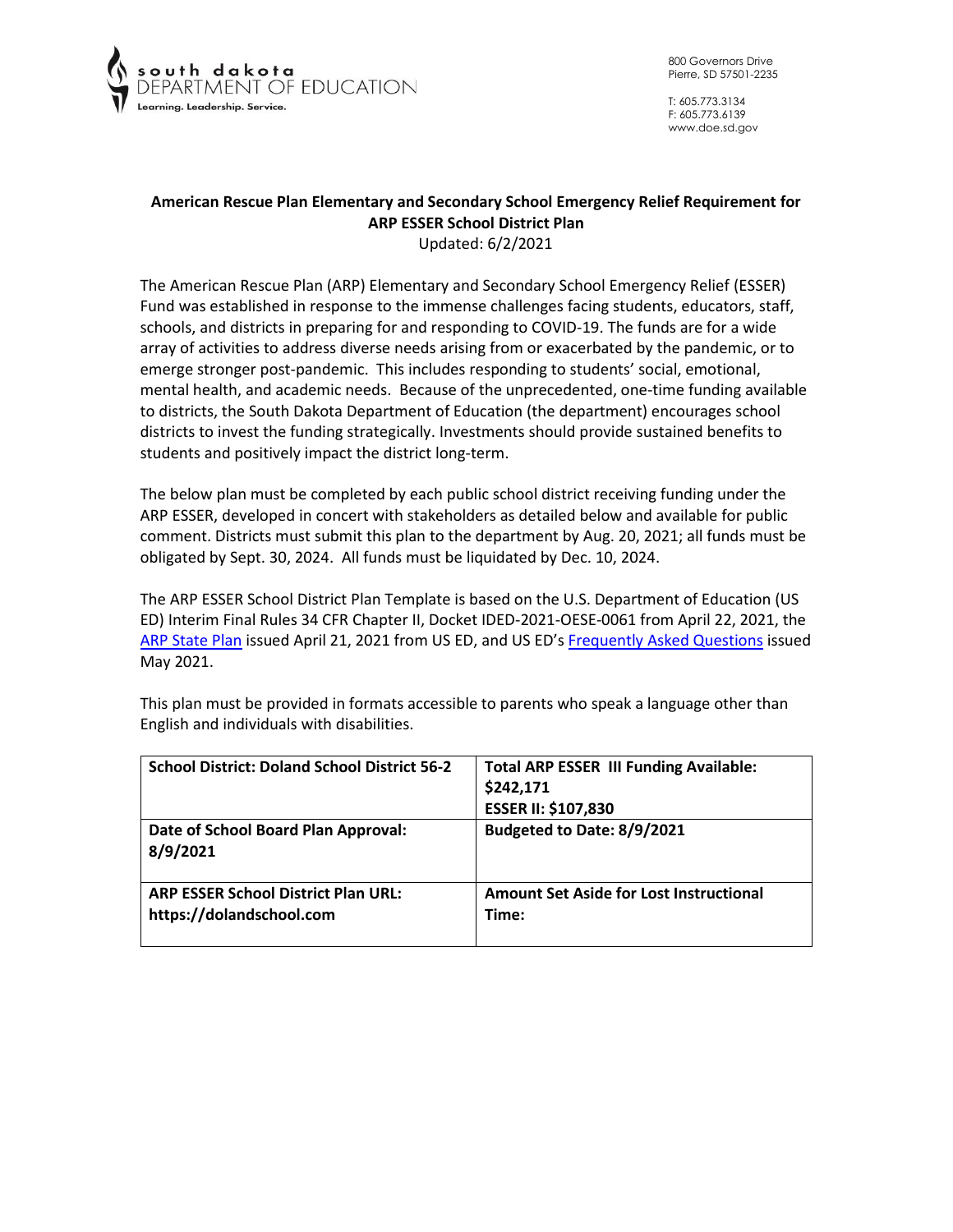south dakota
DEPARTMENT OF EDUCATION
Learning. Leadership. Service.

800 Governors Drive
Pierre, SD 57501-2235

T: 605.773.3134
F: 605.773.6139
www.doe.sd.gov

## American Rescue Plan Elementary and Secondary School Emergency Relief Requirement for ARP ESSER School District Plan

Updated: 6/2/2021

The American Rescue Plan (ARP) Elementary and Secondary School Emergency Relief (ESSER) Fund was established in response to the immense challenges facing students, educators, staff, schools, and districts in preparing for and responding to COVID-19. The funds are for a wide array of activities to address diverse needs arising from or exacerbated by the pandemic, or to emerge stronger post-pandemic. This includes responding to students' social, emotional, mental health, and academic needs. Because of the unprecedented, one-time funding available to districts, the South Dakota Department of Education (the department) encourages school districts to invest the funding strategically. Investments should provide sustained benefits to students and positively impact the district long-term.

The below plan must be completed by each public school district receiving funding under the ARP ESSER, developed in concert with stakeholders as detailed below and available for public comment. Districts must submit this plan to the department by Aug. 20, 2021; all funds must be obligated by Sept. 30, 2024. All funds must be liquidated by Dec. 10, 2024.

The ARP ESSER School District Plan Template is based on the U.S. Department of Education (US ED) Interim Final Rules 34 CFR Chapter II, Docket IDED-2021-OESE-0061 from April 22, 2021, the ARP State Plan issued April 21, 2021 from US ED, and US ED's Frequently Asked Questions issued May 2021.

This plan must be provided in formats accessible to parents who speak a language other than English and individuals with disabilities.

| **School District: Doland School District 56-2** | **Total ARP ESSER III Funding Available: $242,171**<br>**ESSER II: $107,830** |
|---|---|
| **Date of School Board Plan Approval: 8/9/2021** | **Budgeted to Date: 8/9/2021** |
| **ARP ESSER School District Plan URL: https://dolandschool.com** | **Amount Set Aside for Lost Instructional Time:** |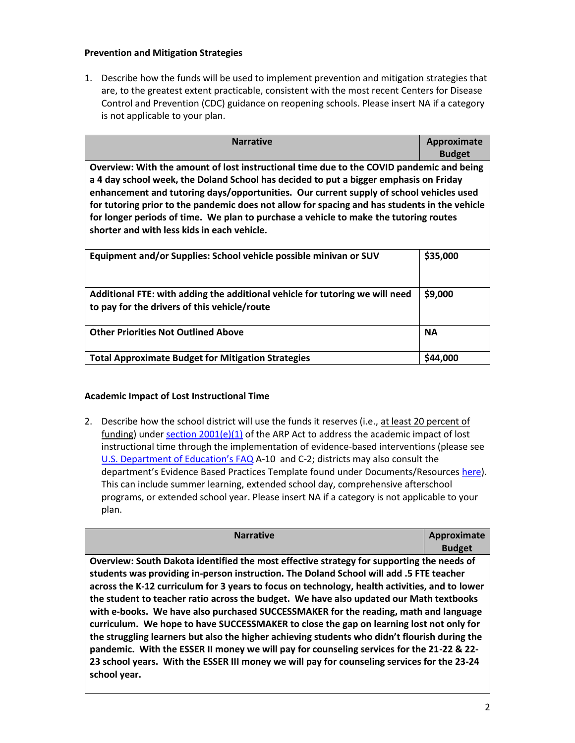**Prevention and Mitigation Strategies**

1. Describe how the funds will be used to implement prevention and mitigation strategies that are, to the greatest extent practicable, consistent with the most recent Centers for Disease Control and Prevention (CDC) guidance on reopening schools. Please insert NA if a category is not applicable to your plan.

| Narrative | Approximate Budget |
|---|---|
| **Overview: With the amount of lost instructional time due to the COVID pandemic and being a 4 day school week, the Doland School has decided to put a bigger emphasis on Friday enhancement and tutoring days/opportunities. Our current supply of school vehicles used for tutoring prior to the pandemic does not allow for spacing and has students in the vehicle for longer periods of time. We plan to purchase a vehicle to make the tutoring routes shorter and with less kids in each vehicle.** | |
| **Equipment and/or Supplies: School vehicle possible minivan or SUV** | **$35,000** |
| **Additional FTE: with adding the additional vehicle for tutoring we will need to pay for the drivers of this vehicle/route** | **$9,000** |
| **Other Priorities Not Outlined Above** | **NA** |
| **Total Approximate Budget for Mitigation Strategies** | **$44,000** |

**Academic Impact of Lost Instructional Time**

2. Describe how the school district will use the funds it reserves (i.e., at least 20 percent of funding) under section 2001(e)(1) of the ARP Act to address the academic impact of lost instructional time through the implementation of evidence-based interventions (please see U.S. Department of Education's FAQ A-10 and C-2; districts may also consult the department's Evidence Based Practices Template found under Documents/Resources here). This can include summer learning, extended school day, comprehensive afterschool programs, or extended school year. Please insert NA if a category is not applicable to your plan.

| Narrative | Approximate Budget |
|---|---|
| **Overview: South Dakota identified the most effective strategy for supporting the needs of students was providing in-person instruction. The Doland School will add .5 FTE teacher across the K-12 curriculum for 3 years to focus on technology, health activities, and to lower the student to teacher ratio across the budget. We have also updated our Math textbooks with e-books. We have also purchased SUCCESSMAKER for the reading, math and language curriculum. We hope to have SUCCESSMAKER to close the gap on learning lost not only for the struggling learners but also the higher achieving students who didn't flourish during the pandemic. With the ESSER II money we will pay for counseling services for the 21-22 & 22-23 school years. With the ESSER III money we will pay for counseling services for the 23-24 school year.** | |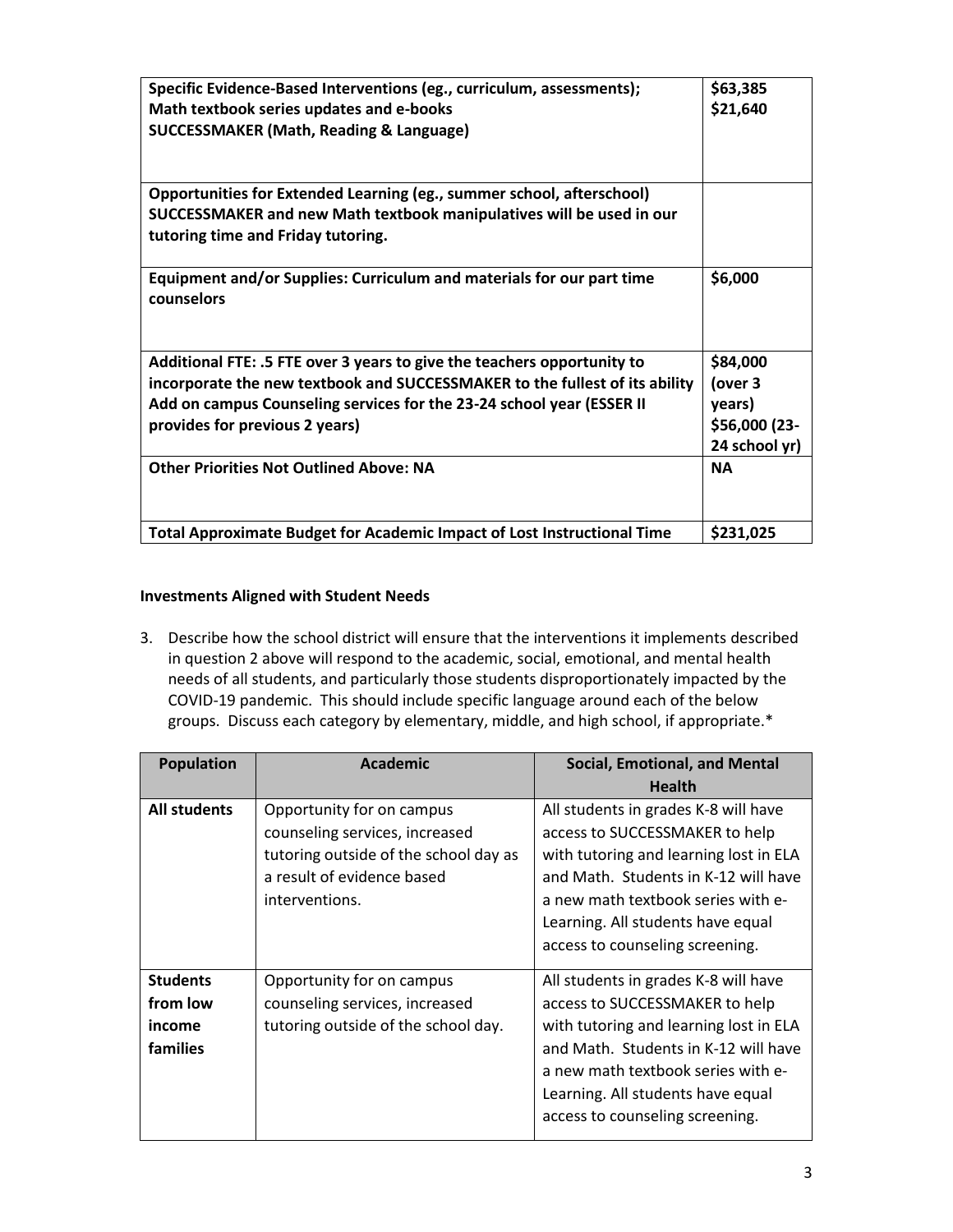| **Specific Evidence-Based Interventions (eg., curriculum, assessments);**<br>**Math textbook series updates and e-books**<br>**SUCCESSMAKER (Math, Reading & Language)** | **\$63,385**<br>**\$21,640** |
|---|---|
| **Opportunities for Extended Learning (eg., summer school, afterschool)**<br>**SUCCESSMAKER and new Math textbook manipulatives will be used in our tutoring time and Friday tutoring.** | |
| **Equipment and/or Supplies: Curriculum and materials for our part time counselors** | **\$6,000** |
| **Additional FTE: .5 FTE over 3 years to give the teachers opportunity to incorporate the new textbook and SUCCESSMAKER to the fullest of its ability**<br>**Add on campus Counseling services for the 23-24 school year (ESSER II provides for previous 2 years)** | **\$84,000 (over 3 years)**<br>**\$56,000 (23-24 school yr)** |
| **Other Priorities Not Outlined Above: NA** | **NA** |
| **Total Approximate Budget for Academic Impact of Lost Instructional Time** | **\$231,025** |

### Investments Aligned with Student Needs

3. Describe how the school district will ensure that the interventions it implements described in question 2 above will respond to the academic, social, emotional, and mental health needs of all students, and particularly those students disproportionately impacted by the COVID-19 pandemic. This should include specific language around each of the below groups. Discuss each category by elementary, middle, and high school, if appropriate.*

| Population | Academic | Social, Emotional, and Mental Health |
|---|---|---|
| **All students** | Opportunity for on campus counseling services, increased tutoring outside of the school day as a result of evidence based interventions. | All students in grades K-8 will have access to SUCCESSMAKER to help with tutoring and learning lost in ELA and Math. Students in K-12 will have a new math textbook series with e-Learning. All students have equal access to counseling screening. |
| **Students from low income families** | Opportunity for on campus counseling services, increased tutoring outside of the school day. | All students in grades K-8 will have access to SUCCESSMAKER to help with tutoring and learning lost in ELA and Math. Students in K-12 will have a new math textbook series with e-Learning. All students have equal access to counseling screening. |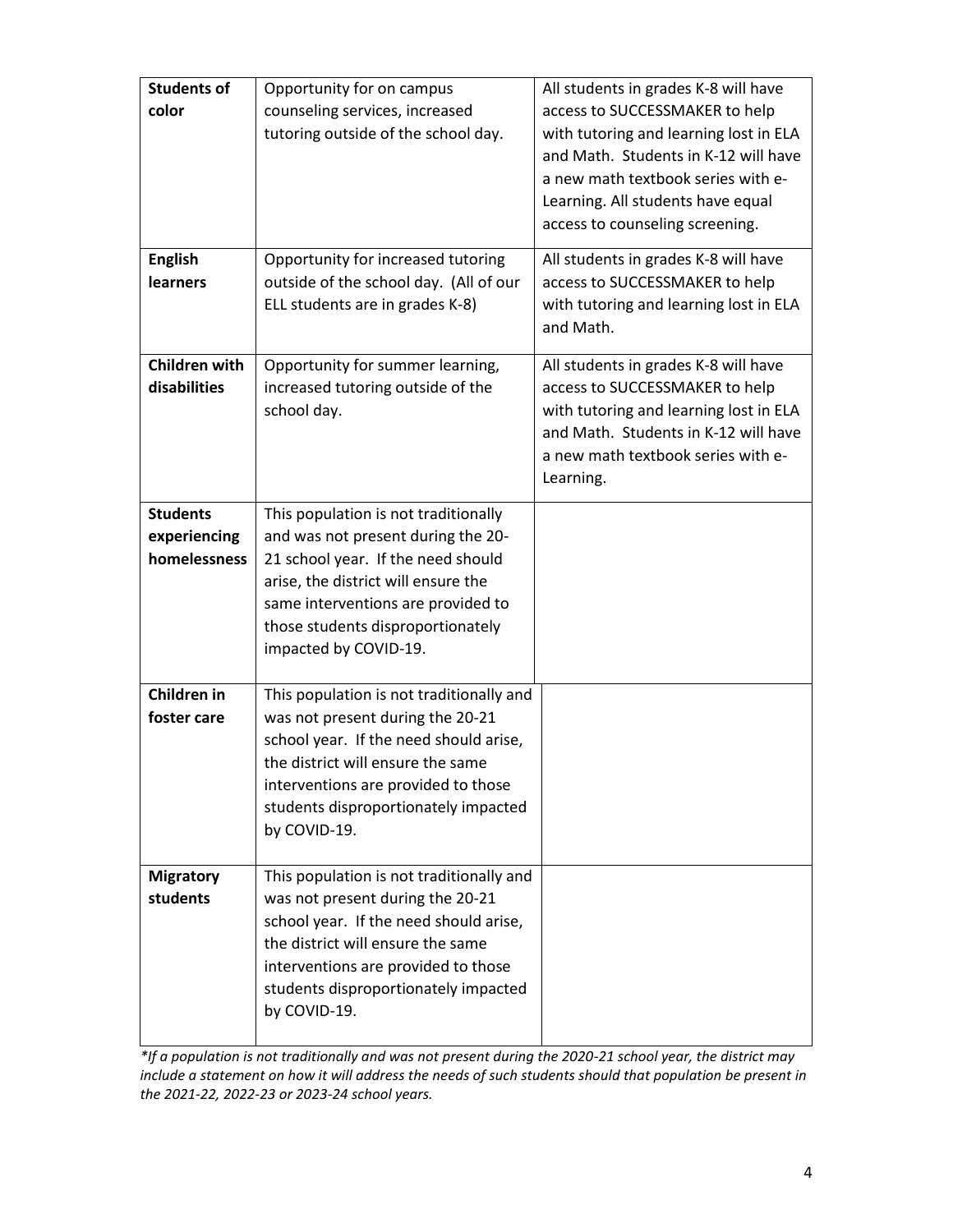| **Students of color** | Opportunity for on campus counseling services, increased tutoring outside of the school day. | All students in grades K-8 will have access to SUCCESSMAKER to help with tutoring and learning lost in ELA and Math. Students in K-12 will have a new math textbook series with e-Learning. All students have equal access to counseling screening. |
|---|---|---|
| **English learners** | Opportunity for increased tutoring outside of the school day. (All of our ELL students are in grades K-8) | All students in grades K-8 will have access to SUCCESSMAKER to help with tutoring and learning lost in ELA and Math. |
| **Children with disabilities** | Opportunity for summer learning, increased tutoring outside of the school day. | All students in grades K-8 will have access to SUCCESSMAKER to help with tutoring and learning lost in ELA and Math. Students in K-12 will have a new math textbook series with e-Learning. |
| **Students experiencing homelessness** | This population is not traditionally and was not present during the 20-21 school year. If the need should arise, the district will ensure the same interventions are provided to those students disproportionately impacted by COVID-19. | |
| **Children in foster care** | This population is not traditionally and was not present during the 20-21 school year. If the need should arise, the district will ensure the same interventions are provided to those students disproportionately impacted by COVID-19. | |
| **Migratory students** | This population is not traditionally and was not present during the 20-21 school year. If the need should arise, the district will ensure the same interventions are provided to those students disproportionately impacted by COVID-19. | |

*\*If a population is not traditionally and was not present during the 2020-21 school year, the district may include a statement on how it will address the needs of such students should that population be present in the 2021-22, 2022-23 or 2023-24 school years.*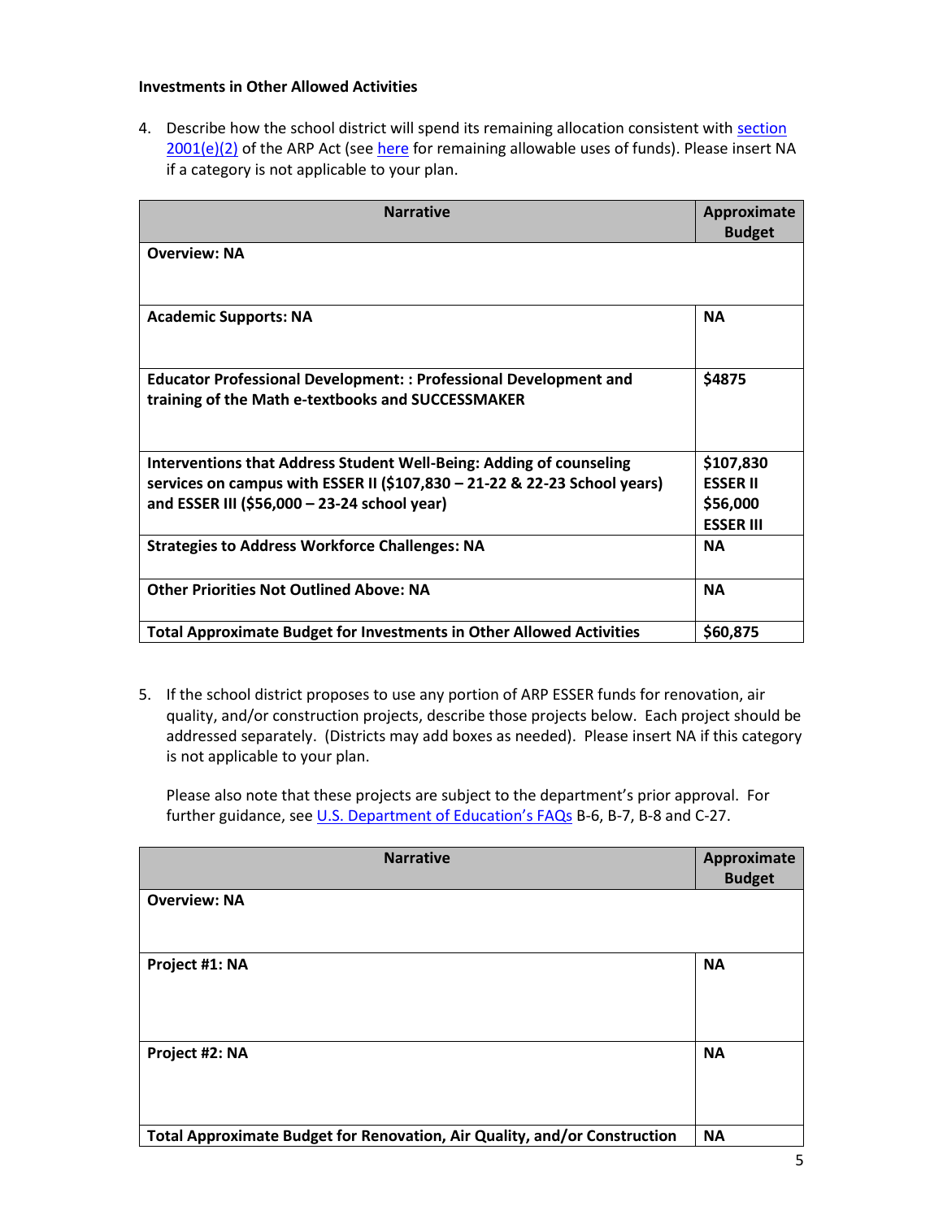**Investments in Other Allowed Activities**

4. Describe how the school district will spend its remaining allocation consistent with section 2001(e)(2) of the ARP Act (see here for remaining allowable uses of funds). Please insert NA if a category is not applicable to your plan.

| Narrative | Approximate Budget |
|---|---|
| **Overview: NA** | |
| **Academic Supports: NA** | **NA** |
| **Educator Professional Development: : Professional Development and training of the Math e-textbooks and SUCCESSMAKER** | **$4875** |
| **Interventions that Address Student Well-Being: Adding of counseling services on campus with ESSER II ($107,830 – 21-22 & 22-23 School years) and ESSER III ($56,000 – 23-24 school year)** | **$107,830 ESSER II $56,000 ESSER III** |
| **Strategies to Address Workforce Challenges: NA** | **NA** |
| **Other Priorities Not Outlined Above: NA** | **NA** |
| **Total Approximate Budget for Investments in Other Allowed Activities** | **$60,875** |

5. If the school district proposes to use any portion of ARP ESSER funds for renovation, air quality, and/or construction projects, describe those projects below. Each project should be addressed separately. (Districts may add boxes as needed). Please insert NA if this category is not applicable to your plan.

   Please also note that these projects are subject to the department's prior approval. For further guidance, see U.S. Department of Education's FAQs B-6, B-7, B-8 and C-27.

| Narrative | Approximate Budget |
|---|---|
| **Overview: NA** | |
| **Project #1: NA** | **NA** |
| **Project #2: NA** | **NA** |
| **Total Approximate Budget for Renovation, Air Quality, and/or Construction** | **NA** |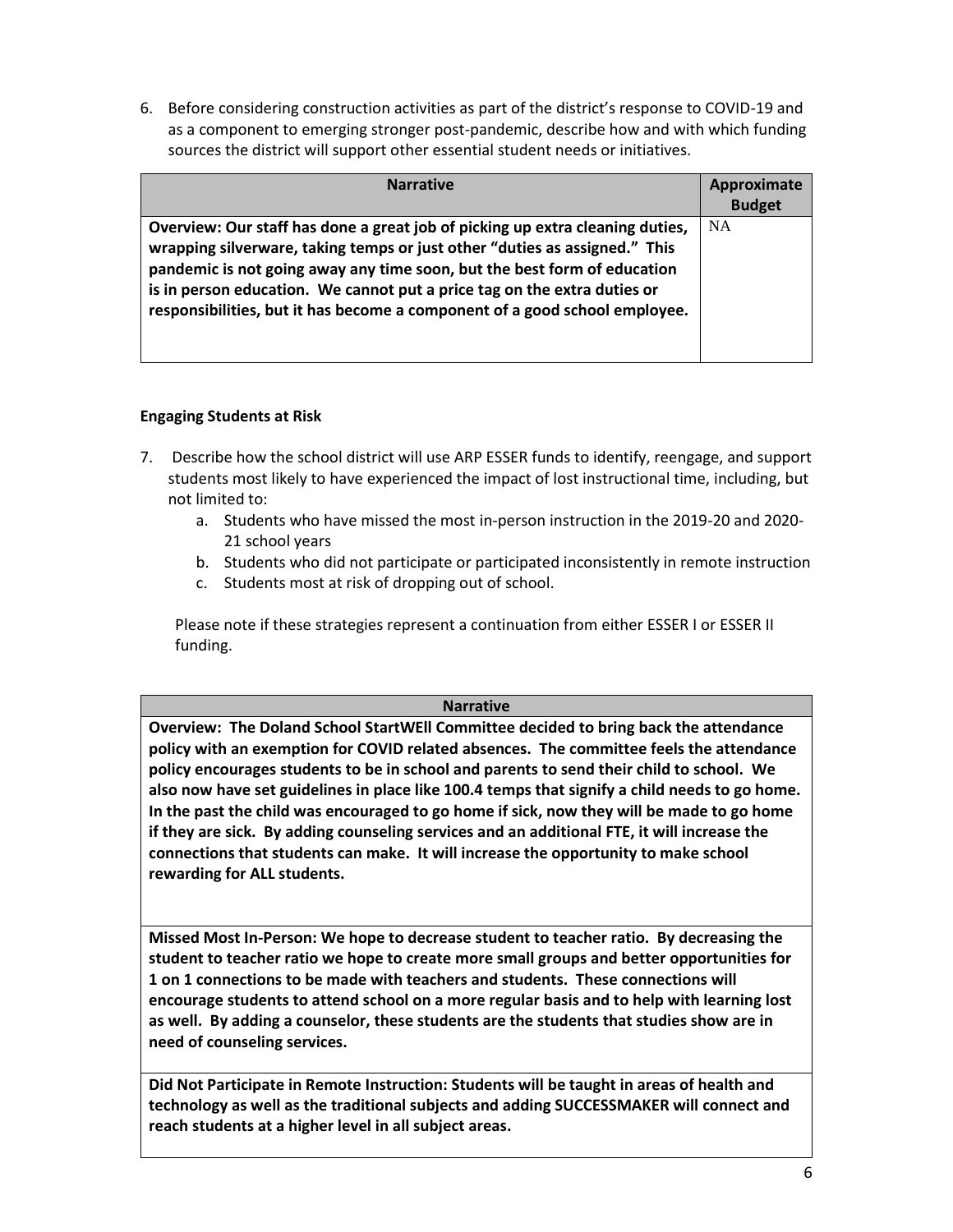6. Before considering construction activities as part of the district's response to COVID-19 and as a component to emerging stronger post-pandemic, describe how and with which funding sources the district will support other essential student needs or initiatives.

| Narrative | Approximate Budget |
|---|---|
| **Overview: Our staff has done a great job of picking up extra cleaning duties, wrapping silverware, taking temps or just other "duties as assigned." This pandemic is not going away any time soon, but the best form of education is in person education. We cannot put a price tag on the extra duties or responsibilities, but it has become a component of a good school employee.** | NA |

**Engaging Students at Risk**

7. Describe how the school district will use ARP ESSER funds to identify, reengage, and support students most likely to have experienced the impact of lost instructional time, including, but not limited to:
    a. Students who have missed the most in-person instruction in the 2019-20 and 2020-21 school years
    b. Students who did not participate or participated inconsistently in remote instruction
    c. Students most at risk of dropping out of school.

   Please note if these strategies represent a continuation from either ESSER I or ESSER II funding.

| Narrative |
|---|
| **Overview: The Doland School StartWEll Committee decided to bring back the attendance policy with an exemption for COVID related absences. The committee feels the attendance policy encourages students to be in school and parents to send their child to school. We also now have set guidelines in place like 100.4 temps that signify a child needs to go home. In the past the child was encouraged to go home if sick, now they will be made to go home if they are sick. By adding counseling services and an additional FTE, it will increase the connections that students can make. It will increase the opportunity to make school rewarding for ALL students.** |
| **Missed Most In-Person: We hope to decrease student to teacher ratio. By decreasing the student to teacher ratio we hope to create more small groups and better opportunities for 1 on 1 connections to be made with teachers and students. These connections will encourage students to attend school on a more regular basis and to help with learning lost as well. By adding a counselor, these students are the students that studies show are in need of counseling services.** |
| **Did Not Participate in Remote Instruction: Students will be taught in areas of health and technology as well as the traditional subjects and adding SUCCESSMAKER will connect and reach students at a higher level in all subject areas.** |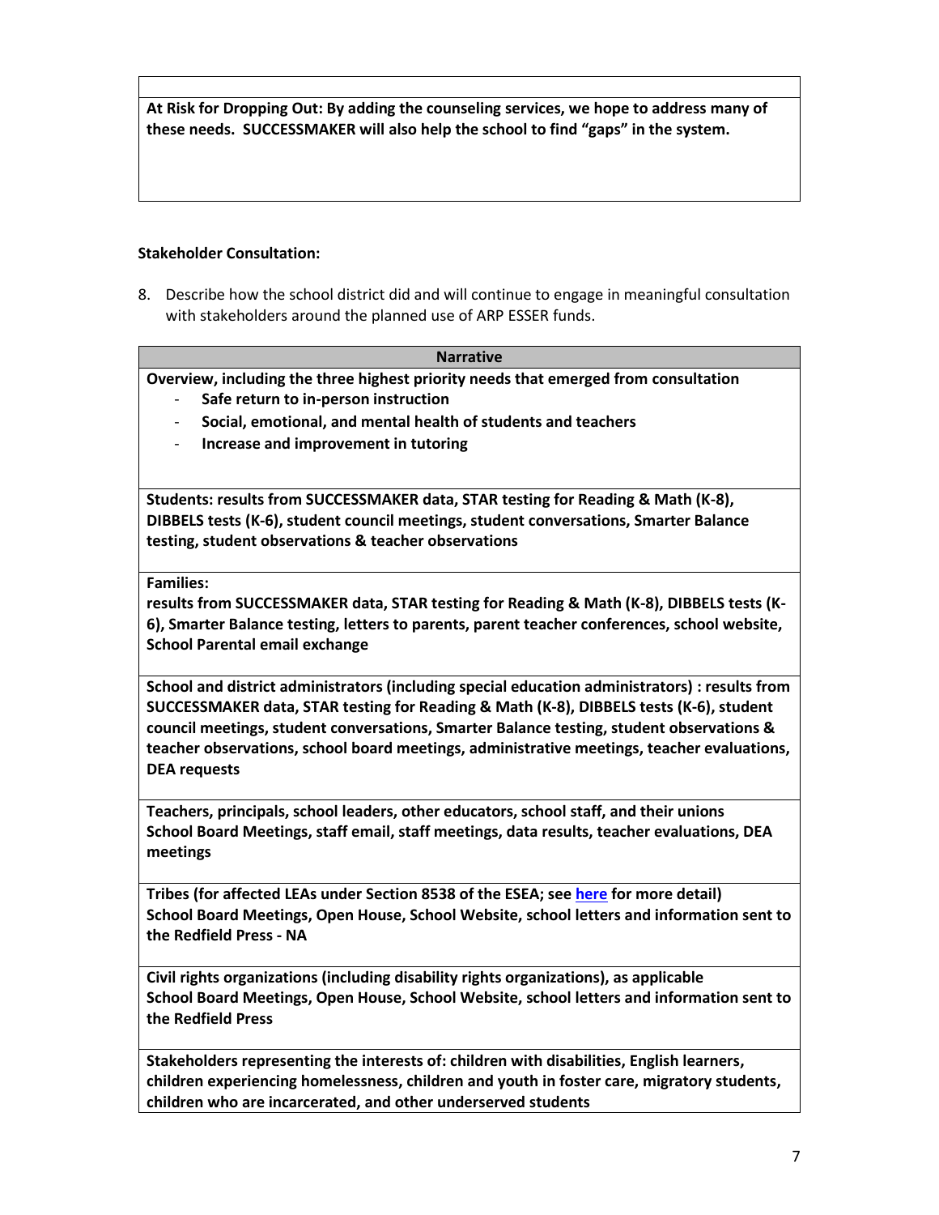| |
|---|
| **At Risk for Dropping Out: By adding the counseling services, we hope to address many of these needs. SUCCESSMAKER will also help the school to find "gaps" in the system.** |

**Stakeholder Consultation:**

8. Describe how the school district did and will continue to engage in meaningful consultation with stakeholders around the planned use of ARP ESSER funds.

| Narrative |
|---|
| **Overview, including the three highest priority needs that emerged from consultation**<br>- **Safe return to in-person instruction**<br>- **Social, emotional, and mental health of students and teachers**<br>- **Increase and improvement in tutoring** |
| **Students: results from SUCCESSMAKER data, STAR testing for Reading & Math (K-8), DIBBELS tests (K-6), student council meetings, student conversations, Smarter Balance testing, student observations & teacher observations** |
| **Families:**<br>**results from SUCCESSMAKER data, STAR testing for Reading & Math (K-8), DIBBELS tests (K-6), Smarter Balance testing, letters to parents, parent teacher conferences, school website, School Parental email exchange** |
| **School and district administrators (including special education administrators) : results from SUCCESSMAKER data, STAR testing for Reading & Math (K-8), DIBBELS tests (K-6), student council meetings, student conversations, Smarter Balance testing, student observations & teacher observations, school board meetings, administrative meetings, teacher evaluations, DEA requests** |
| **Teachers, principals, school leaders, other educators, school staff, and their unions**<br>**School Board Meetings, staff email, staff meetings, data results, teacher evaluations, DEA meetings** |
| **Tribes (for affected LEAs under Section 8538 of the ESEA; see here for more detail)**<br>**School Board Meetings, Open House, School Website, school letters and information sent to the Redfield Press - NA** |
| **Civil rights organizations (including disability rights organizations), as applicable**<br>**School Board Meetings, Open House, School Website, school letters and information sent to the Redfield Press** |
| **Stakeholders representing the interests of: children with disabilities, English learners, children experiencing homelessness, children and youth in foster care, migratory students, children who are incarcerated, and other underserved students** |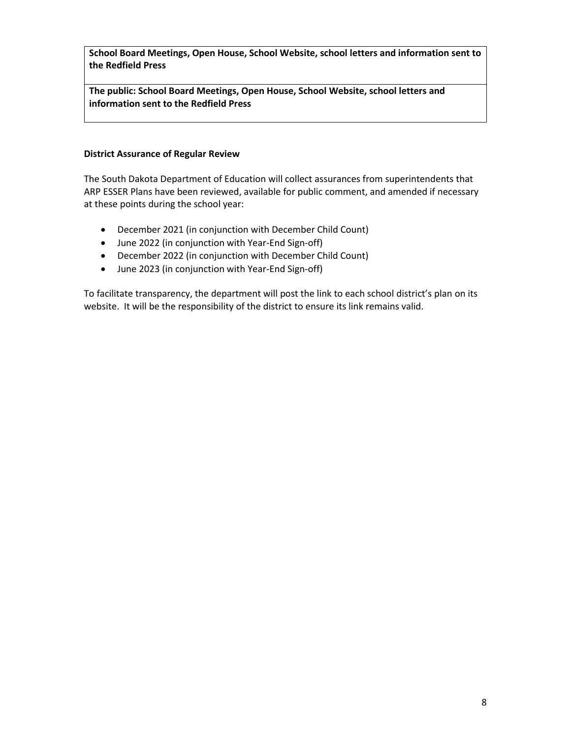| |
|---|
| **School Board Meetings, Open House, School Website, school letters and information sent to the Redfield Press** |
| **The public: School Board Meetings, Open House, School Website, school letters and information sent to the Redfield Press** |

**District Assurance of Regular Review**

The South Dakota Department of Education will collect assurances from superintendents that ARP ESSER Plans have been reviewed, available for public comment, and amended if necessary at these points during the school year:

- December 2021 (in conjunction with December Child Count)
- June 2022 (in conjunction with Year-End Sign-off)
- December 2022 (in conjunction with December Child Count)
- June 2023 (in conjunction with Year-End Sign-off)

To facilitate transparency, the department will post the link to each school district's plan on its website. It will be the responsibility of the district to ensure its link remains valid.